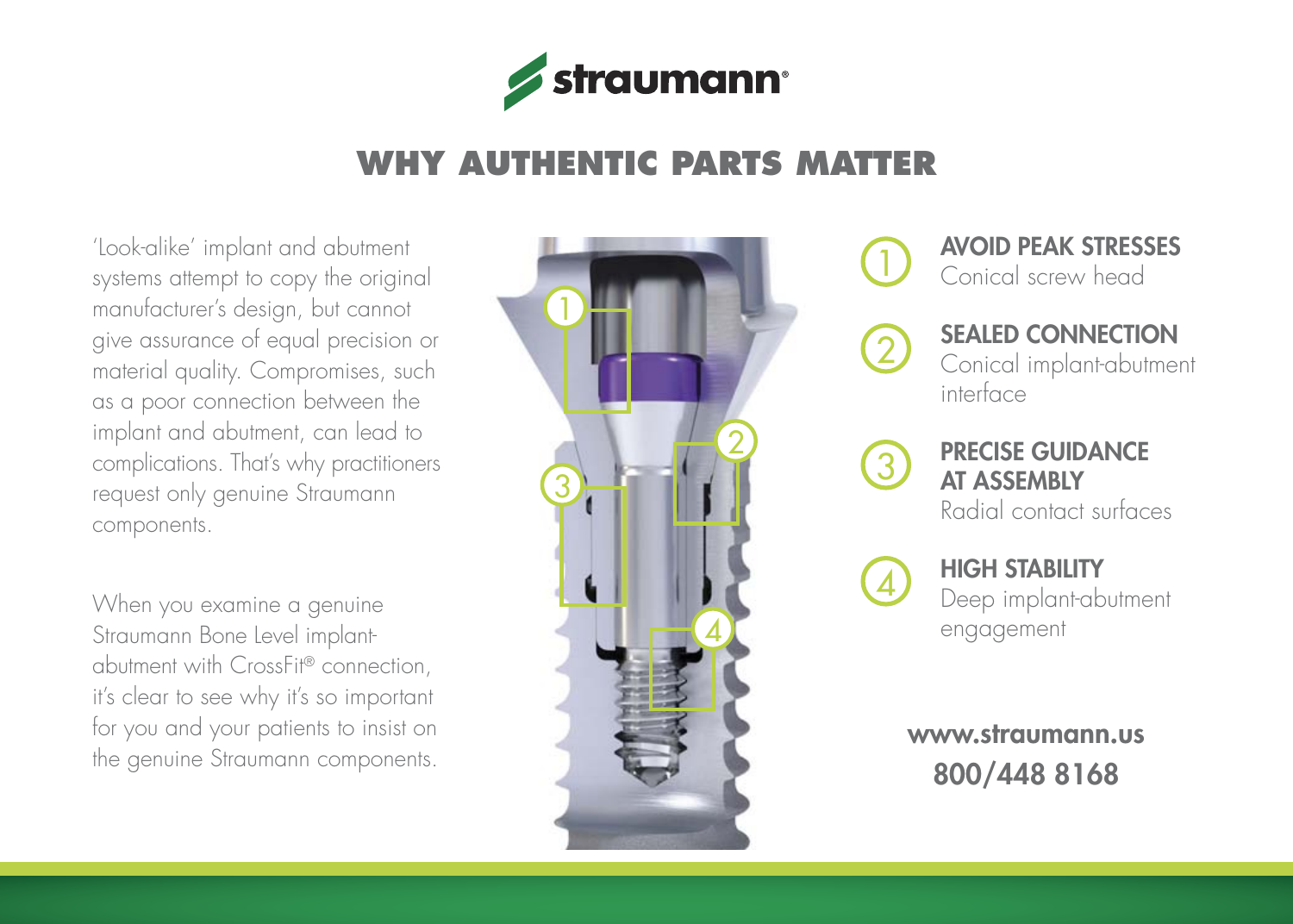straumann

# WHY AUTHENTIC PARTS MATTER

'Look-alike' implant and abutment systems attempt to copy the original manufacturer's design, but cannot give assurance of equal precision or material quality. Compromises, such as a poor connection between the implant and abutment, can lead to complications. That's why practitioners request only genuine Straumann components.

When you examine a genuine Straumann Bone Level implant-abutment with CrossFit® connection, it's clear to see why it's so important for you and your patients to insist on the genuine Straumann components.

1. **AVOID PEAK STRESSES**
   Conical screw head
2. **SEALED CONNECTION**
   Conical implant-abutment interface
3. **PRECISE GUIDANCE AT ASSEMBLY**
   Radial contact surfaces
4. **HIGH STABILITY**
   Deep implant-abutment engagement

**www.straumann.us**
**800/448 8168**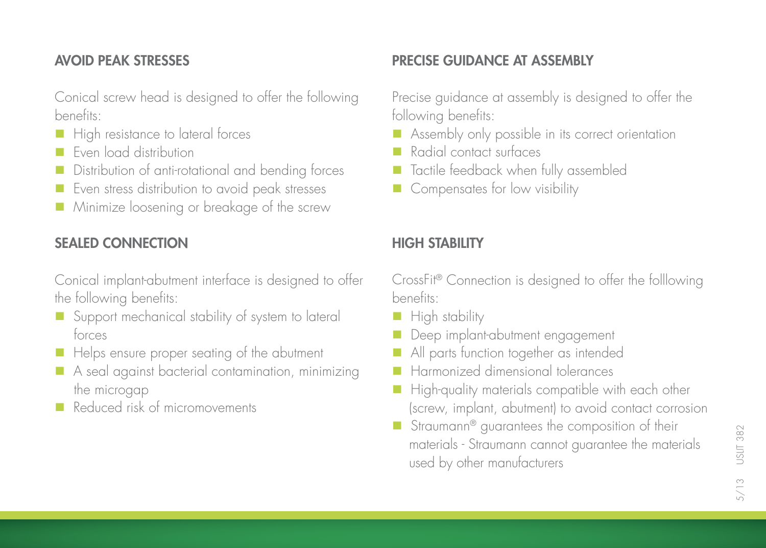## AVOID PEAK STRESSES

Conical screw head is designed to offer the following benefits:

- High resistance to lateral forces
- Even load distribution
- Distribution of anti-rotational and bending forces
- Even stress distribution to avoid peak stresses
- Minimize loosening or breakage of the screw

## SEALED CONNECTION

Conical implant-abutment interface is designed to offer the following benefits:

- Support mechanical stability of system to lateral forces
- Helps ensure proper seating of the abutment
- A seal against bacterial contamination, minimizing the microgap
- Reduced risk of micromovements

## PRECISE GUIDANCE AT ASSEMBLY

Precise guidance at assembly is designed to offer the following benefits:

- Assembly only possible in its correct orientation
- Radial contact surfaces
- Tactile feedback when fully assembled
- Compensates for low visibility

## HIGH STABILITY

CrossFit® Connection is designed to offer the folllowing benefits:

- High stability
- Deep implant-abutment engagement
- All parts function together as intended
- Harmonized dimensional tolerances
- High-quality materials compatible with each other (screw, implant, abutment) to avoid contact corrosion
- Straumann® guarantees the composition of their materials - Straumann cannot guarantee the materials used by other manufacturers

USLIT 382 5/13